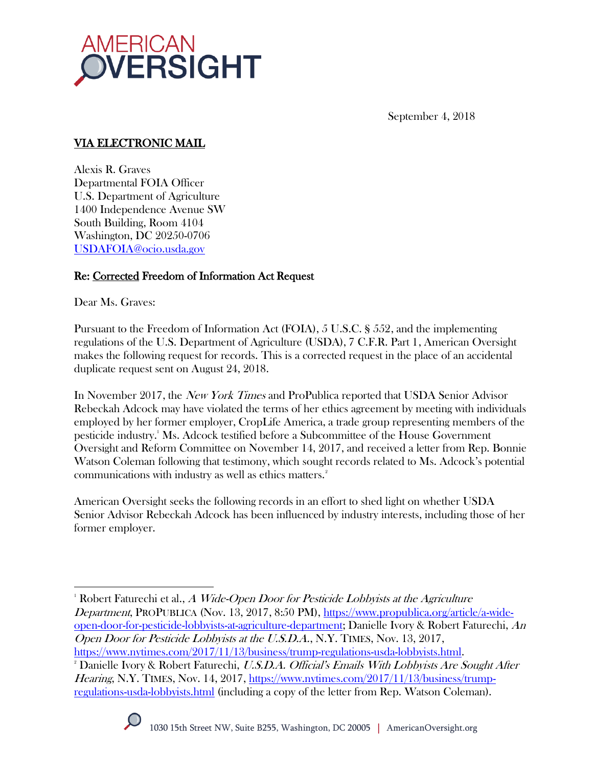AMERICAN OVERSIGHT

September 4, 2018

**VIA ELECTRONIC MAIL**

Alexis R. Graves
Departmental FOIA Officer
U.S. Department of Agriculture
1400 Independence Avenue SW
South Building, Room 4104
Washington, DC 20250-0706
USDAFOIA@ocio.usda.gov

**Re: Corrected Freedom of Information Act Request**

Dear Ms. Graves:

Pursuant to the Freedom of Information Act (FOIA), 5 U.S.C. § 552, and the implementing regulations of the U.S. Department of Agriculture (USDA), 7 C.F.R. Part 1, American Oversight makes the following request for records. This is a corrected request in the place of an accidental duplicate request sent on August 24, 2018.

In November 2017, the *New York Times* and ProPublica reported that USDA Senior Advisor Rebeckah Adcock may have violated the terms of her ethics agreement by meeting with individuals employed by her former employer, CropLife America, a trade group representing members of the pesticide industry.[1] Ms. Adcock testified before a Subcommittee of the House Government Oversight and Reform Committee on November 14, 2017, and received a letter from Rep. Bonnie Watson Coleman following that testimony, which sought records related to Ms. Adcock's potential communications with industry as well as ethics matters.[2]

American Oversight seeks the following records in an effort to shed light on whether USDA Senior Advisor Rebeckah Adcock has been influenced by industry interests, including those of her former employer.

---

[1] Robert Faturechi et al., *A Wide-Open Door for Pesticide Lobbyists at the Agriculture Department*, PROPUBLICA (Nov. 13, 2017, 8:50 PM), https://www.propublica.org/article/a-wide-open-door-for-pesticide-lobbyists-at-agriculture-department; Danielle Ivory & Robert Faturechi, *An Open Door for Pesticide Lobbyists at the U.S.D.A.*, N.Y. TIMES, Nov. 13, 2017, https://www.nytimes.com/2017/11/13/business/trump-regulations-usda-lobbyists.html.

[2] Danielle Ivory & Robert Faturechi, *U.S.D.A. Official's Emails With Lobbyists Are Sought After Hearing*, N.Y. TIMES, Nov. 14, 2017, https://www.nytimes.com/2017/11/13/business/trump-regulations-usda-lobbyists.html (including a copy of the letter from Rep. Watson Coleman).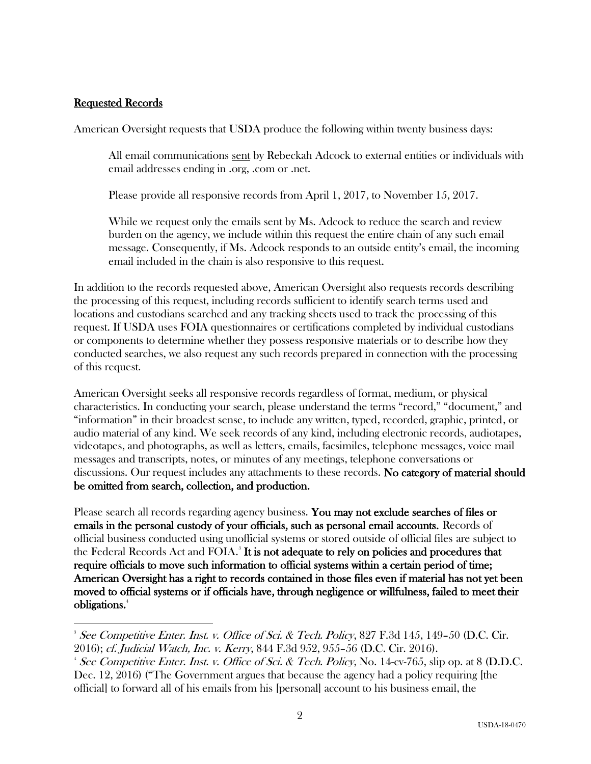## Requested Records

American Oversight requests that USDA produce the following within twenty business days:

> All email communications sent by Rebeckah Adcock to external entities or individuals with email addresses ending in .org, .com or .net.
>
> Please provide all responsive records from April 1, 2017, to November 15, 2017.
>
> While we request only the emails sent by Ms. Adcock to reduce the search and review burden on the agency, we include within this request the entire chain of any such email message. Consequently, if Ms. Adcock responds to an outside entity's email, the incoming email included in the chain is also responsive to this request.

In addition to the records requested above, American Oversight also requests records describing the processing of this request, including records sufficient to identify search terms used and locations and custodians searched and any tracking sheets used to track the processing of this request. If USDA uses FOIA questionnaires or certifications completed by individual custodians or components to determine whether they possess responsive materials or to describe how they conducted searches, we also request any such records prepared in connection with the processing of this request.

American Oversight seeks all responsive records regardless of format, medium, or physical characteristics. In conducting your search, please understand the terms "record," "document," and "information" in their broadest sense, to include any written, typed, recorded, graphic, printed, or audio material of any kind. We seek records of any kind, including electronic records, audiotapes, videotapes, and photographs, as well as letters, emails, facsimiles, telephone messages, voice mail messages and transcripts, notes, or minutes of any meetings, telephone conversations or discussions. Our request includes any attachments to these records. **No category of material should be omitted from search, collection, and production.**

Please search all records regarding agency business. **You may not exclude searches of files or emails in the personal custody of your officials, such as personal email accounts.** Records of official business conducted using unofficial systems or stored outside of official files are subject to the Federal Records Act and FOIA.[3] **It is not adequate to rely on policies and procedures that require officials to move such information to official systems within a certain period of time; American Oversight has a right to records contained in those files even if material has not yet been moved to official systems or if officials have, through negligence or willfulness, failed to meet their obligations.**[4]

---

[3] *See Competitive Enter. Inst. v. Office of Sci. & Tech. Policy*, 827 F.3d 145, 149–50 (D.C. Cir. 2016); *cf. Judicial Watch, Inc. v. Kerry*, 844 F.3d 952, 955–56 (D.C. Cir. 2016).

[4] *See Competitive Enter. Inst. v. Office of Sci. & Tech. Policy*, No. 14-cv-765, slip op. at 8 (D.D.C. Dec. 12, 2016) ("The Government argues that because the agency had a policy requiring [the official] to forward all of his emails from his [personal] account to his business email, the

USDA-18-0470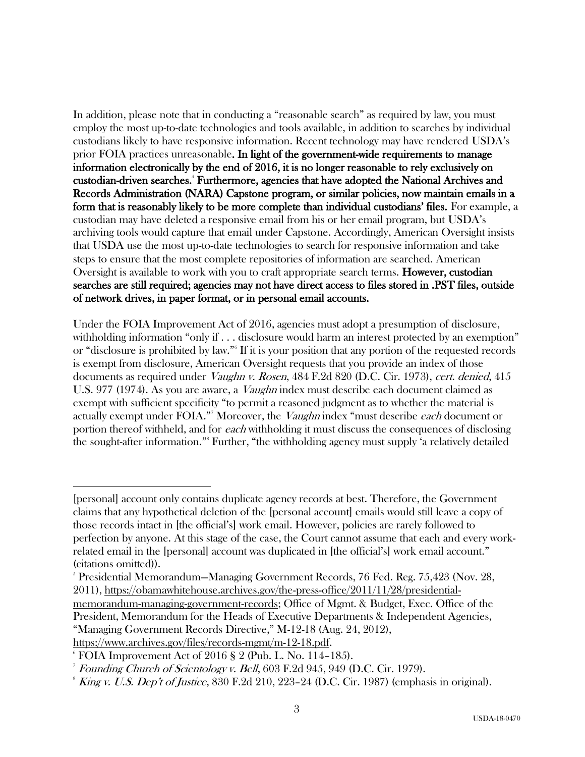In addition, please note that in conducting a "reasonable search" as required by law, you must employ the most up-to-date technologies and tools available, in addition to searches by individual custodians likely to have responsive information. Recent technology may have rendered USDA's prior FOIA practices unreasonable. **In light of the government-wide requirements to manage information electronically by the end of 2016, it is no longer reasonable to rely exclusively on custodian-driven searches.**[5] **Furthermore, agencies that have adopted the National Archives and Records Administration (NARA) Capstone program, or similar policies, now maintain emails in a form that is reasonably likely to be more complete than individual custodians' files.** For example, a custodian may have deleted a responsive email from his or her email program, but USDA's archiving tools would capture that email under Capstone. Accordingly, American Oversight insists that USDA use the most up-to-date technologies to search for responsive information and take steps to ensure that the most complete repositories of information are searched. American Oversight is available to work with you to craft appropriate search terms. **However, custodian searches are still required; agencies may not have direct access to files stored in .PST files, outside of network drives, in paper format, or in personal email accounts.**

Under the FOIA Improvement Act of 2016, agencies must adopt a presumption of disclosure, withholding information "only if . . . disclosure would harm an interest protected by an exemption" or "disclosure is prohibited by law."[6] If it is your position that any portion of the requested records is exempt from disclosure, American Oversight requests that you provide an index of those documents as required under *Vaughn v. Rosen*, 484 F.2d 820 (D.C. Cir. 1973), *cert. denied*, 415 U.S. 977 (1974). As you are aware, a *Vaughn* index must describe each document claimed as exempt with sufficient specificity "to permit a reasoned judgment as to whether the material is actually exempt under FOIA."[7] Moreover, the *Vaughn* index "must describe *each* document or portion thereof withheld, and for *each* withholding it must discuss the consequences of disclosing the sought-after information."[8] Further, "the withholding agency must supply 'a relatively detailed

---

[personal] account only contains duplicate agency records at best. Therefore, the Government claims that any hypothetical deletion of the [personal account] emails would still leave a copy of those records intact in [the official's] work email. However, policies are rarely followed to perfection by anyone. At this stage of the case, the Court cannot assume that each and every work-related email in the [personal] account was duplicated in [the official's] work email account." (citations omitted)).

[5] Presidential Memorandum—Managing Government Records, 76 Fed. Reg. 75,423 (Nov. 28, 2011), https://obamawhitehouse.archives.gov/the-press-office/2011/11/28/presidential-memorandum-managing-government-records; Office of Mgmt. & Budget, Exec. Office of the President, Memorandum for the Heads of Executive Departments & Independent Agencies, "Managing Government Records Directive," M-12-18 (Aug. 24, 2012), https://www.archives.gov/files/records-mgmt/m-12-18.pdf.

[6] FOIA Improvement Act of 2016 § 2 (Pub. L. No. 114–185).

[7] *Founding Church of Scientology v. Bell*, 603 F.2d 945, 949 (D.C. Cir. 1979).

[8] *King v. U.S. Dep't of Justice*, 830 F.2d 210, 223–24 (D.C. Cir. 1987) (emphasis in original).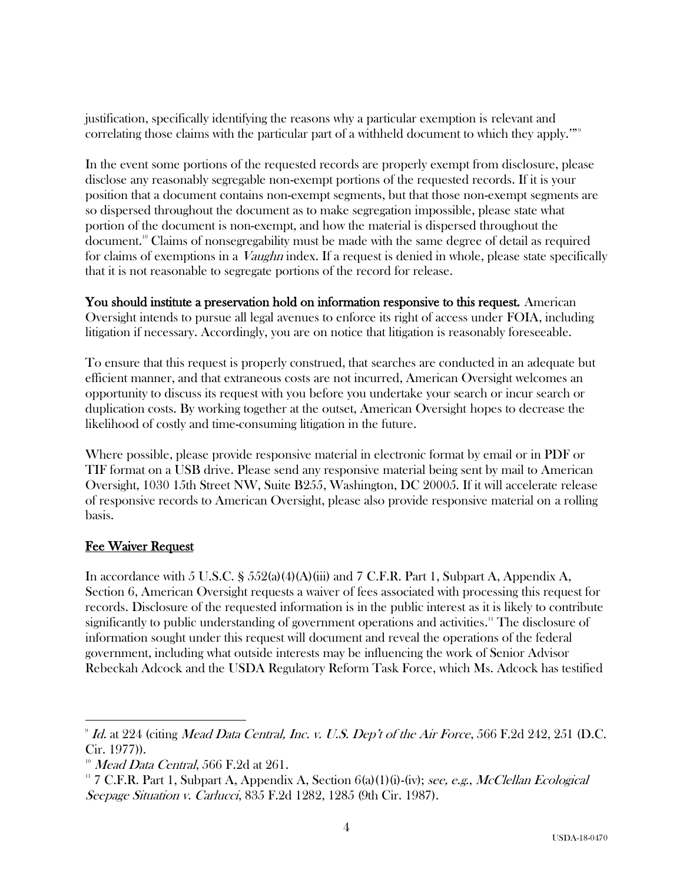justification, specifically identifying the reasons why a particular exemption is relevant and correlating those claims with the particular part of a withheld document to which they apply.'"[9]

In the event some portions of the requested records are properly exempt from disclosure, please disclose any reasonably segregable non-exempt portions of the requested records. If it is your position that a document contains non-exempt segments, but that those non-exempt segments are so dispersed throughout the document as to make segregation impossible, please state what portion of the document is non-exempt, and how the material is dispersed throughout the document.[10] Claims of nonsegregability must be made with the same degree of detail as required for claims of exemptions in a *Vaughn* index. If a request is denied in whole, please state specifically that it is not reasonable to segregate portions of the record for release.

**You should institute a preservation hold on information responsive to this request.** American Oversight intends to pursue all legal avenues to enforce its right of access under FOIA, including litigation if necessary. Accordingly, you are on notice that litigation is reasonably foreseeable.

To ensure that this request is properly construed, that searches are conducted in an adequate but efficient manner, and that extraneous costs are not incurred, American Oversight welcomes an opportunity to discuss its request with you before you undertake your search or incur search or duplication costs. By working together at the outset, American Oversight hopes to decrease the likelihood of costly and time-consuming litigation in the future.

Where possible, please provide responsive material in electronic format by email or in PDF or TIF format on a USB drive. Please send any responsive material being sent by mail to American Oversight, 1030 15th Street NW, Suite B255, Washington, DC 20005. If it will accelerate release of responsive records to American Oversight, please also provide responsive material on a rolling basis.

## Fee Waiver Request

In accordance with 5 U.S.C. § 552(a)(4)(A)(iii) and 7 C.F.R. Part 1, Subpart A, Appendix A, Section 6, American Oversight requests a waiver of fees associated with processing this request for records. Disclosure of the requested information is in the public interest as it is likely to contribute significantly to public understanding of government operations and activities.[11] The disclosure of information sought under this request will document and reveal the operations of the federal government, including what outside interests may be influencing the work of Senior Advisor Rebeckah Adcock and the USDA Regulatory Reform Task Force, which Ms. Adcock has testified

---

[9] *Id.* at 224 (citing *Mead Data Central, Inc. v. U.S. Dep't of the Air Force*, 566 F.2d 242, 251 (D.C. Cir. 1977)).

[10] *Mead Data Central*, 566 F.2d at 261.

[11] 7 C.F.R. Part 1, Subpart A, Appendix A, Section 6(a)(1)(i)-(iv); *see, e.g.*, *McClellan Ecological Seepage Situation v. Carlucci*, 835 F.2d 1282, 1285 (9th Cir. 1987).

USDA-18-0470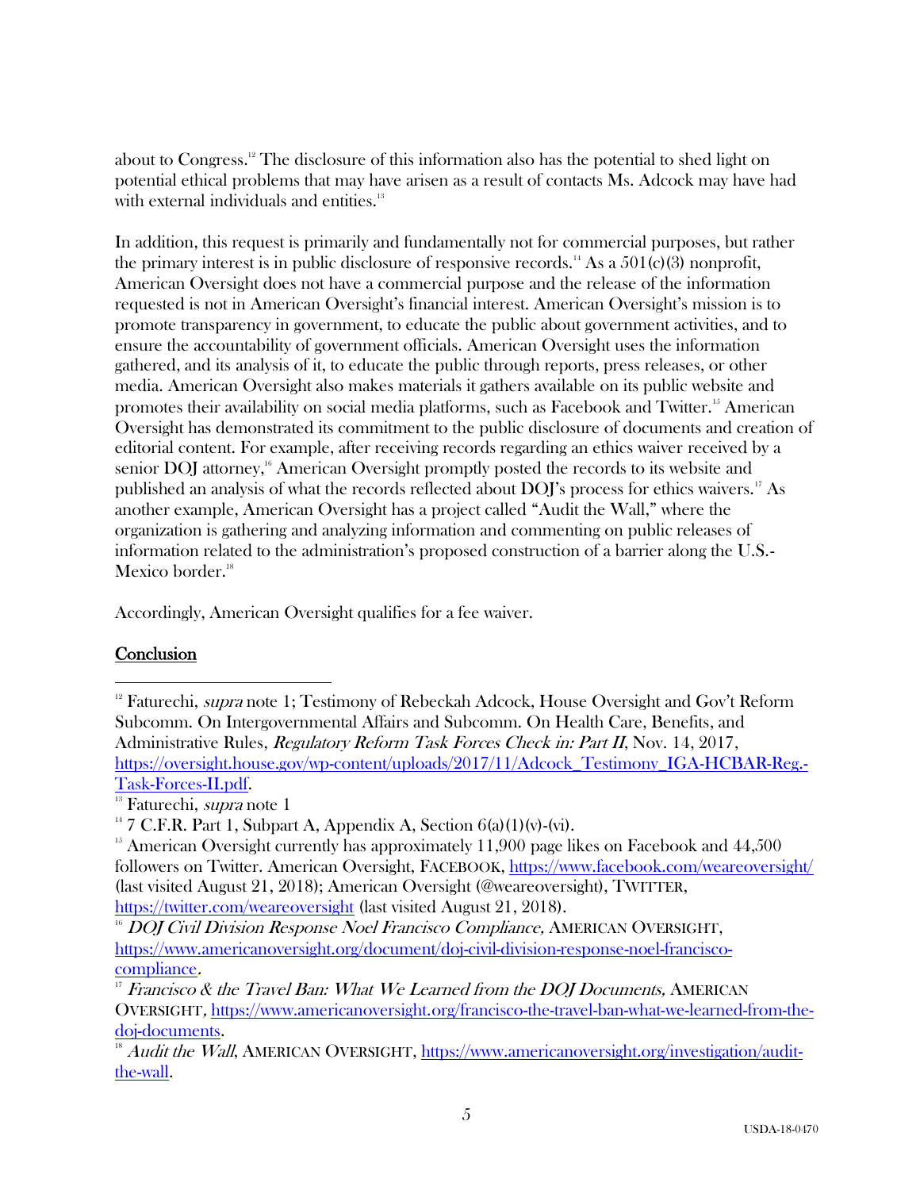about to Congress.[12] The disclosure of this information also has the potential to shed light on potential ethical problems that may have arisen as a result of contacts Ms. Adcock may have had with external individuals and entities.[13]

In addition, this request is primarily and fundamentally not for commercial purposes, but rather the primary interest is in public disclosure of responsive records.[14] As a 501(c)(3) nonprofit, American Oversight does not have a commercial purpose and the release of the information requested is not in American Oversight's financial interest. American Oversight's mission is to promote transparency in government, to educate the public about government activities, and to ensure the accountability of government officials. American Oversight uses the information gathered, and its analysis of it, to educate the public through reports, press releases, or other media. American Oversight also makes materials it gathers available on its public website and promotes their availability on social media platforms, such as Facebook and Twitter.[15] American Oversight has demonstrated its commitment to the public disclosure of documents and creation of editorial content. For example, after receiving records regarding an ethics waiver received by a senior DOJ attorney,[16] American Oversight promptly posted the records to its website and published an analysis of what the records reflected about DOJ's process for ethics waivers.[17] As another example, American Oversight has a project called "Audit the Wall," where the organization is gathering and analyzing information and commenting on public releases of information related to the administration's proposed construction of a barrier along the U.S.-Mexico border.[18]

Accordingly, American Oversight qualifies for a fee waiver.

## Conclusion

---

[12] Faturechi, *supra* note 1; Testimony of Rebeckah Adcock, House Oversight and Gov't Reform Subcomm. On Intergovernmental Affairs and Subcomm. On Health Care, Benefits, and Administrative Rules, *Regulatory Reform Task Forces Check in: Part II*, Nov. 14, 2017, https://oversight.house.gov/wp-content/uploads/2017/11/Adcock_Testimony_IGA-HCBAR-Reg.-Task-Forces-II.pdf.

[13] Faturechi, *supra* note 1

[14] 7 C.F.R. Part 1, Subpart A, Appendix A, Section 6(a)(1)(v)-(vi).

[15] American Oversight currently has approximately 11,900 page likes on Facebook and 44,500 followers on Twitter. American Oversight, FACEBOOK, https://www.facebook.com/weareoversight/ (last visited August 21, 2018); American Oversight (@weareoversight), TWITTER, https://twitter.com/weareoversight (last visited August 21, 2018).

[16] *DOJ Civil Division Response Noel Francisco Compliance,* AMERICAN OVERSIGHT, https://www.americanoversight.org/document/doj-civil-division-response-noel-francisco-compliance.

[17] *Francisco & the Travel Ban: What We Learned from the DOJ Documents,* AMERICAN OVERSIGHT, https://www.americanoversight.org/francisco-the-travel-ban-what-we-learned-from-the-doj-documents.

[18] *Audit the Wall*, AMERICAN OVERSIGHT, https://www.americanoversight.org/investigation/audit-the-wall.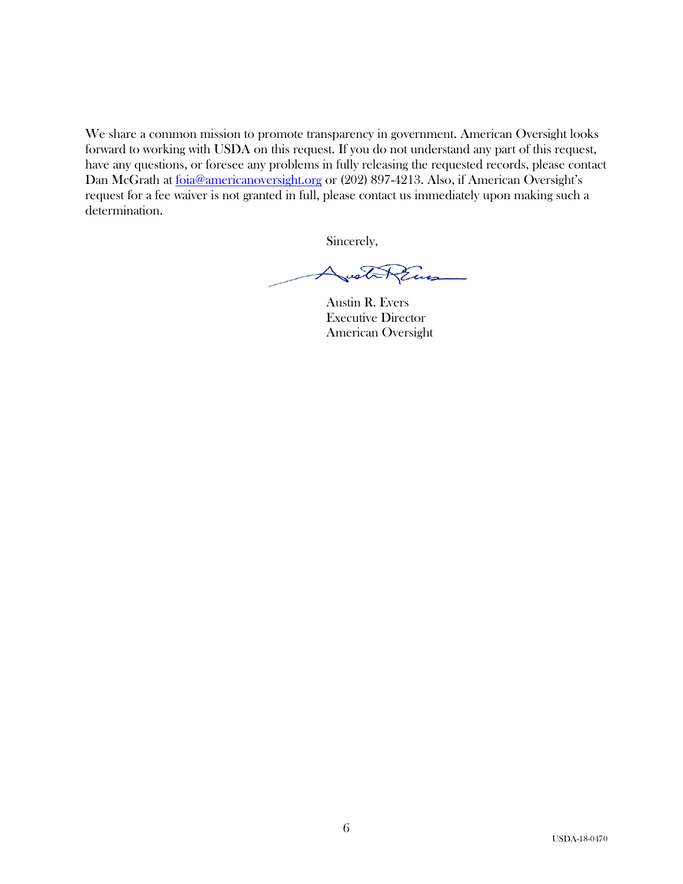We share a common mission to promote transparency in government. American Oversight looks forward to working with USDA on this request. If you do not understand any part of this request, have any questions, or foresee any problems in fully releasing the requested records, please contact Dan McGrath at [foia@americanoversight.org](mailto:foia@americanoversight.org) or (202) 897-4213. Also, if American Oversight's request for a fee waiver is not granted in full, please contact us immediately upon making such a determination.

Sincerely,

Austin R. Evers
Executive Director
American Oversight

USDA-18-0470